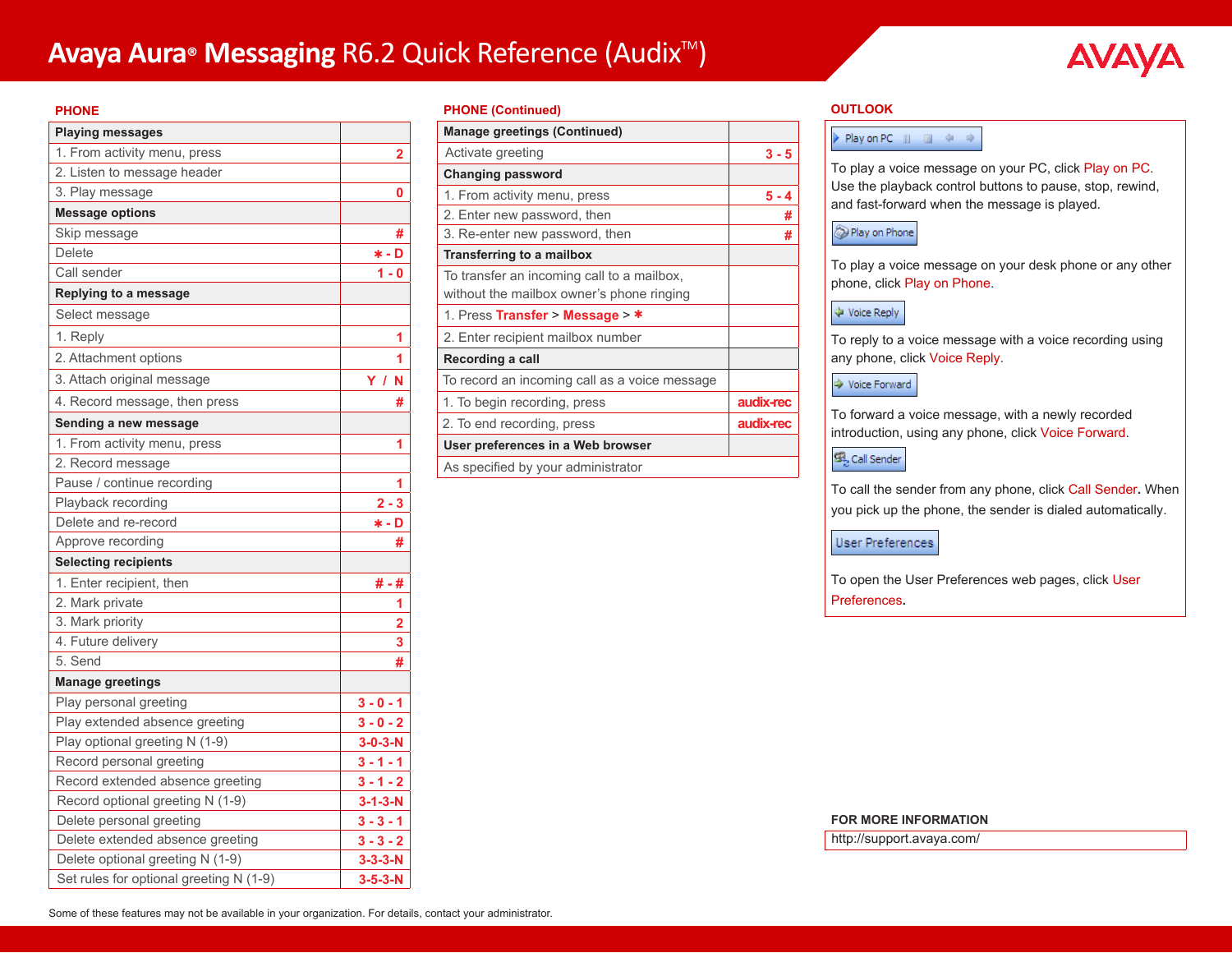# Avaya Aura® Messaging R6.2 Quick Reference (Audix™)

## PHONE

| Playing messages | |
|---|---|
| 1. From activity menu, press | 2 |
| 2. Listen to message header | |
| 3. Play message | 0 |
| **Message options** | |
| Skip message | # |
| Delete | * - D |
| Call sender | 1 - 0 |
| **Replying to a message** | |
| Select message | |
| 1. Reply | 1 |
| 2. Attachment options | 1 |
| 3. Attach original message | Y / N |
| 4. Record message, then press | # |
| **Sending a new message** | |
| 1. From activity menu, press | 1 |
| 2. Record message | |
| Pause / continue recording | 1 |
| Playback recording | 2 - 3 |
| Delete and re-record | * - D |
| Approve recording | # |
| **Selecting recipients** | |
| 1. Enter recipient, then | # - # |
| 2. Mark private | 1 |
| 3. Mark priority | 2 |
| 4. Future delivery | 3 |
| 5. Send | # |
| **Manage greetings** | |
| Play personal greeting | 3 - 0 - 1 |
| Play extended absence greeting | 3 - 0 - 2 |
| Play optional greeting N (1-9) | 3-0-3-N |
| Record personal greeting | 3 - 1 - 1 |
| Record extended absence greeting | 3 - 1 - 2 |
| Record optional greeting N (1-9) | 3-1-3-N |
| Delete personal greeting | 3 - 3 - 1 |
| Delete extended absence greeting | 3 - 3 - 2 |
| Delete optional greeting N (1-9) | 3-3-3-N |
| Set rules for optional greeting N (1-9) | 3-5-3-N |

## PHONE (Continued)

| Manage greetings (Continued) | |
|---|---|
| Activate greeting | 3 - 5 |
| **Changing password** | |
| 1. From activity menu, press | 5 - 4 |
| 2. Enter new password, then | # |
| 3. Re-enter new password, then | # |
| **Transferring to a mailbox** | |
| To transfer an incoming call to a mailbox, without the mailbox owner's phone ringing | |
| 1. Press **Transfer** > **Message** > * | |
| 2. Enter recipient mailbox number | |
| **Recording a call** | |
| To record an incoming call as a voice message | |
| 1. To begin recording, press | audix-rec |
| 2. To end recording, press | audix-rec |
| **User preferences in a Web browser** | |
| As specified by your administrator | |

## OUTLOOK

Play on PC

To play a voice message on your PC, click Play on PC. Use the playback control buttons to pause, stop, rewind, and fast-forward when the message is played.

Play on Phone

To play a voice message on your desk phone or any other phone, click Play on Phone.

Voice Reply

To reply to a voice message with a voice recording using any phone, click Voice Reply.

Voice Forward

To forward a voice message, with a newly recorded introduction, using any phone, click Voice Forward.

Call Sender

To call the sender from any phone, click Call Sender. When you pick up the phone, the sender is dialed automatically.

User Preferences

To open the User Preferences web pages, click User Preferences.

**FOR MORE INFORMATION**

http://support.avaya.com/

Some of these features may not be available in your organization. For details, contact your administrator.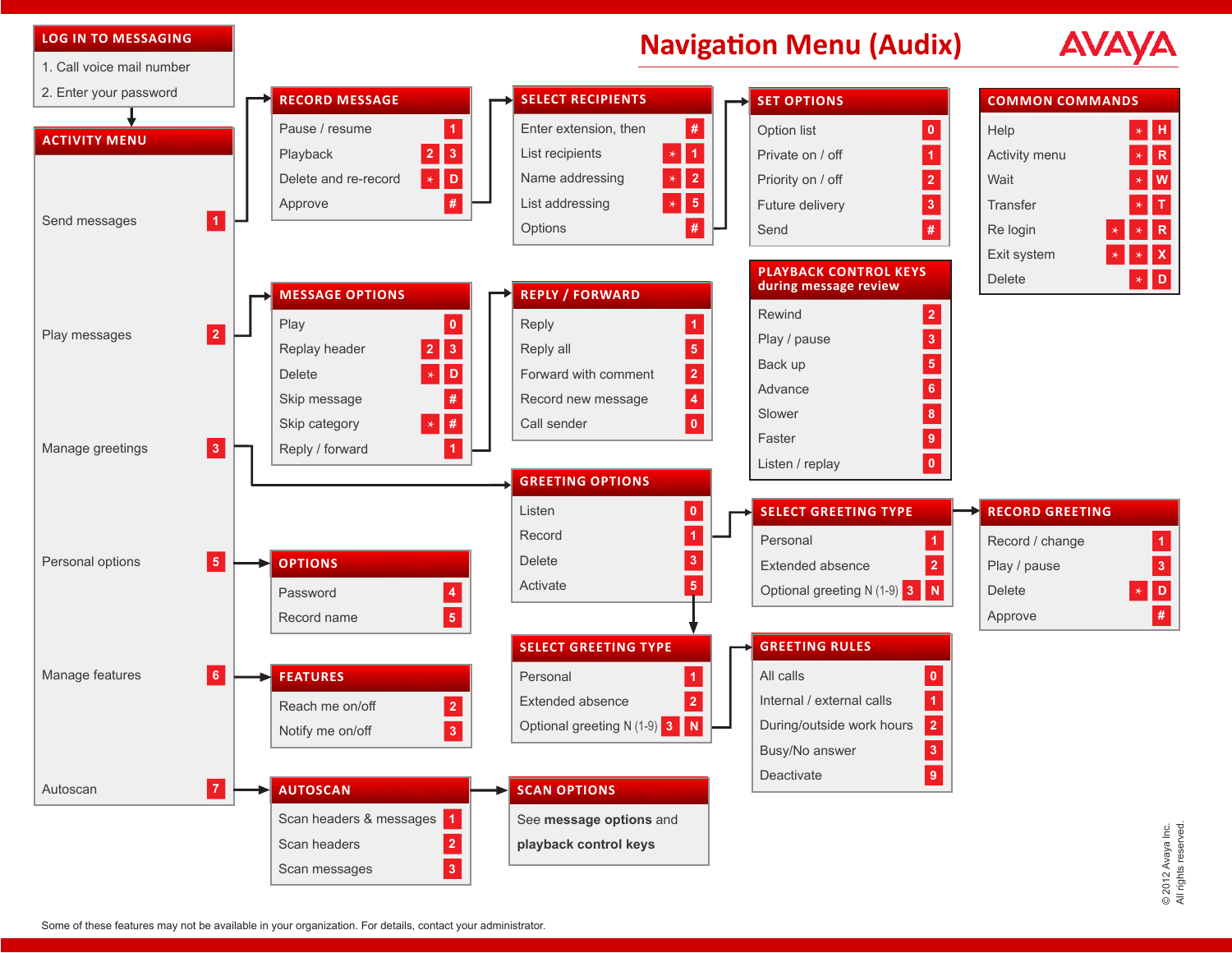# Navigation Menu (Audix)

AVAYA

## LOG IN TO MESSAGING

1. Call voice mail number
2. Enter your password

## ACTIVITY MENU

| | |
|---|---|
| Send messages | 1 |
| Play messages | 2 |
| Manage greetings | 3 |
| Personal options | 5 |
| Manage features | 6 |
| Autoscan | 7 |

## RECORD MESSAGE

| | |
|---|---|
| Pause / resume | 1 |
| Playback | 2 3 |
| Delete and re-record | * D |
| Approve | # |

## SELECT RECIPIENTS

| | |
|---|---|
| Enter extension, then | # |
| List recipients | * 1 |
| Name addressing | * 2 |
| List addressing | * 5 |
| Options | # |

## SET OPTIONS

| | |
|---|---|
| Option list | 0 |
| Private on / off | 1 |
| Priority on / off | 2 |
| Future delivery | 3 |
| Send | # |

## COMMON COMMANDS

| | |
|---|---|
| Help | * H |
| Activity menu | * R |
| Wait | * W |
| Transfer | * T |
| Re login | * * R |
| Exit system | * * X |
| Delete | * D |

## MESSAGE OPTIONS

| | |
|---|---|
| Play | 0 |
| Replay header | 2 3 |
| Delete | * D |
| Skip message | # |
| Skip category | * # |
| Reply / forward | 1 |

## REPLY / FORWARD

| | |
|---|---|
| Reply | 1 |
| Reply all | 5 |
| Forward with comment | 2 |
| Record new message | 4 |
| Call sender | 0 |

## PLAYBACK CONTROL KEYS during message review

| | |
|---|---|
| Rewind | 2 |
| Play / pause | 3 |
| Back up | 5 |
| Advance | 6 |
| Slower | 8 |
| Faster | 9 |
| Listen / replay | 0 |

## GREETING OPTIONS

| | |
|---|---|
| Listen | 0 |
| Record | 1 |
| Delete | 3 |
| Activate | 5 |

## SELECT GREETING TYPE

| | |
|---|---|
| Personal | 1 |
| Extended absence | 2 |
| Optional greeting N (1-9) | 3 N |

## RECORD GREETING

| | |
|---|---|
| Record / change | 1 |
| Play / pause | 3 |
| Delete | * D |
| Approve | # |

## OPTIONS

| | |
|---|---|
| Password | 4 |
| Record name | 5 |

## SELECT GREETING TYPE

| | |
|---|---|
| Personal | 1 |
| Extended absence | 2 |
| Optional greeting N (1-9) | 3 N |

## GREETING RULES

| | |
|---|---|
| All calls | 0 |
| Internal / external calls | 1 |
| During/outside work hours | 2 |
| Busy/No answer | 3 |
| Deactivate | 9 |

## FEATURES

| | |
|---|---|
| Reach me on/off | 2 |
| Notify me on/off | 3 |

## AUTOSCAN

| | |
|---|---|
| Scan headers & messages | 1 |
| Scan headers | 2 |
| Scan messages | 3 |

## SCAN OPTIONS

See **message options** and **playback control keys**

Some of these features may not be available in your organization. For details, contact your administrator.

© 2012 Avaya Inc. All rights reserved.